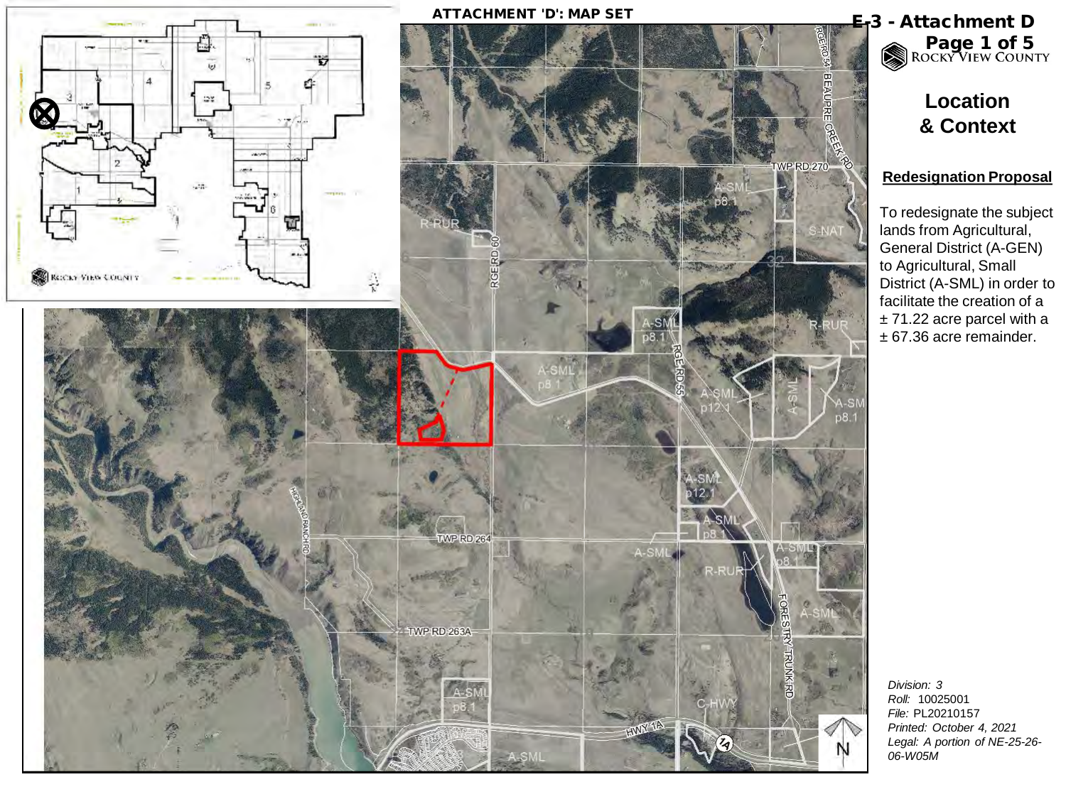# ATTACHMENT 'D': MAP SET

**E-3 - Attachment D**

ROCKY VIEW COUNTY

## Location & Context

### Redesignation Proposal

To redesignate the subject lands from Agricultural, General District (A-GEN) to Agricultural, Small District (A-SML) in order to facilitate the creation of a ± 71.22 acre parcel with a ± 67.36 acre remainder.

*Division:* 3
*Roll:* 10025001
*File:* PL20210157
*Printed: October 4, 2021*
*Legal: A portion of NE-25-26-06-W05M*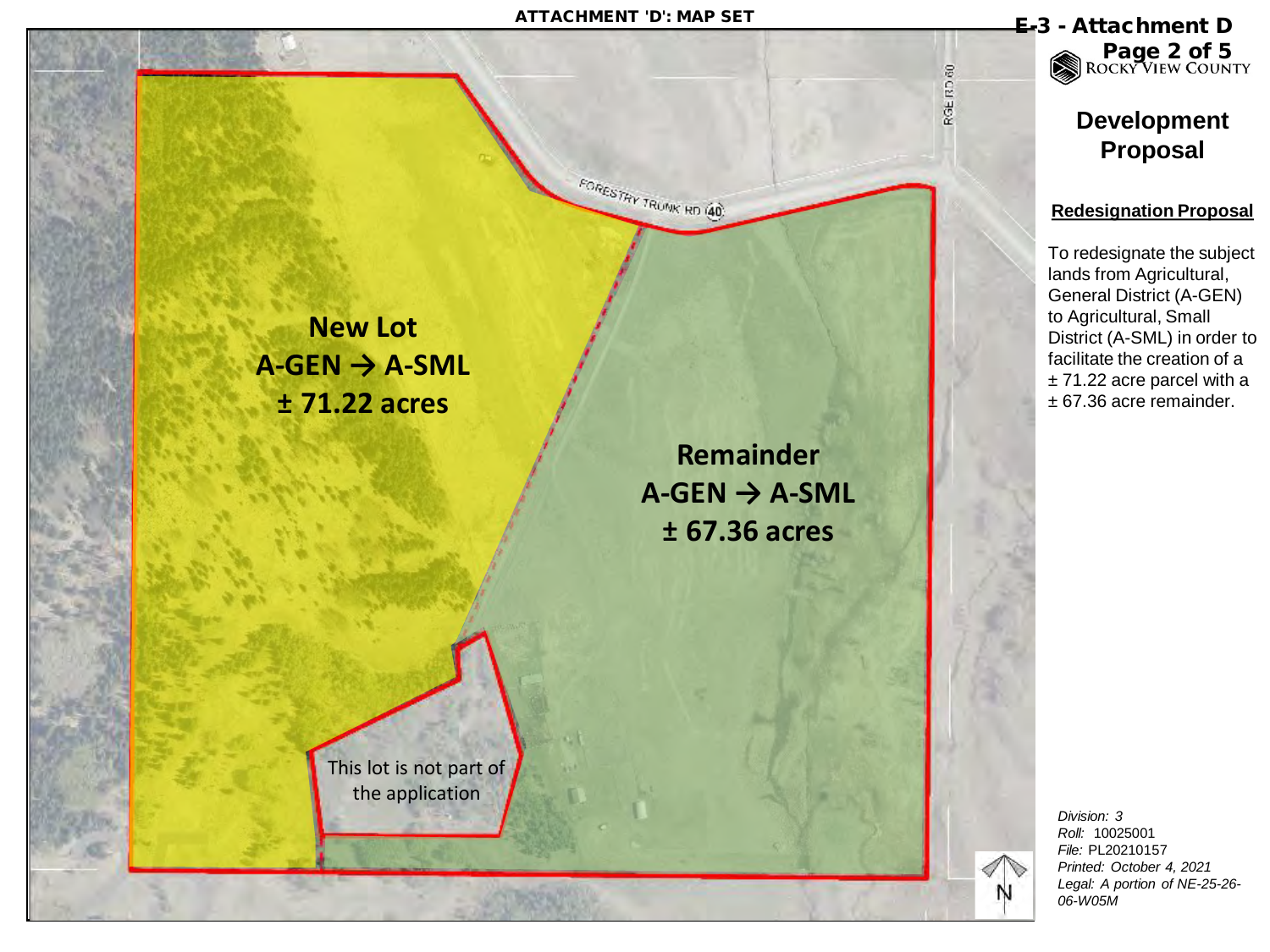ATTACHMENT 'D': MAP SET

E-3 - Attachment D

ROCKY VIEW COUNTY

## Development Proposal

**Redesignation Proposal**

To redesignate the subject lands from Agricultural, General District (A-GEN) to Agricultural, Small District (A-SML) in order to facilitate the creation of a ± 71.22 acre parcel with a ± 67.36 acre remainder.

**New Lot**
**A-GEN → A-SML**
**± 71.22 acres**

**Remainder**
**A-GEN → A-SML**
**± 67.36 acres**

This lot is not part of the application

FORESTRY TRUNK RD (40)

RGE RD 60

N

*Division: 3*
*Roll:* 10025001
*File:* PL20210157
*Printed: October 4, 2021*
*Legal: A portion of NE-25-26-06-W05M*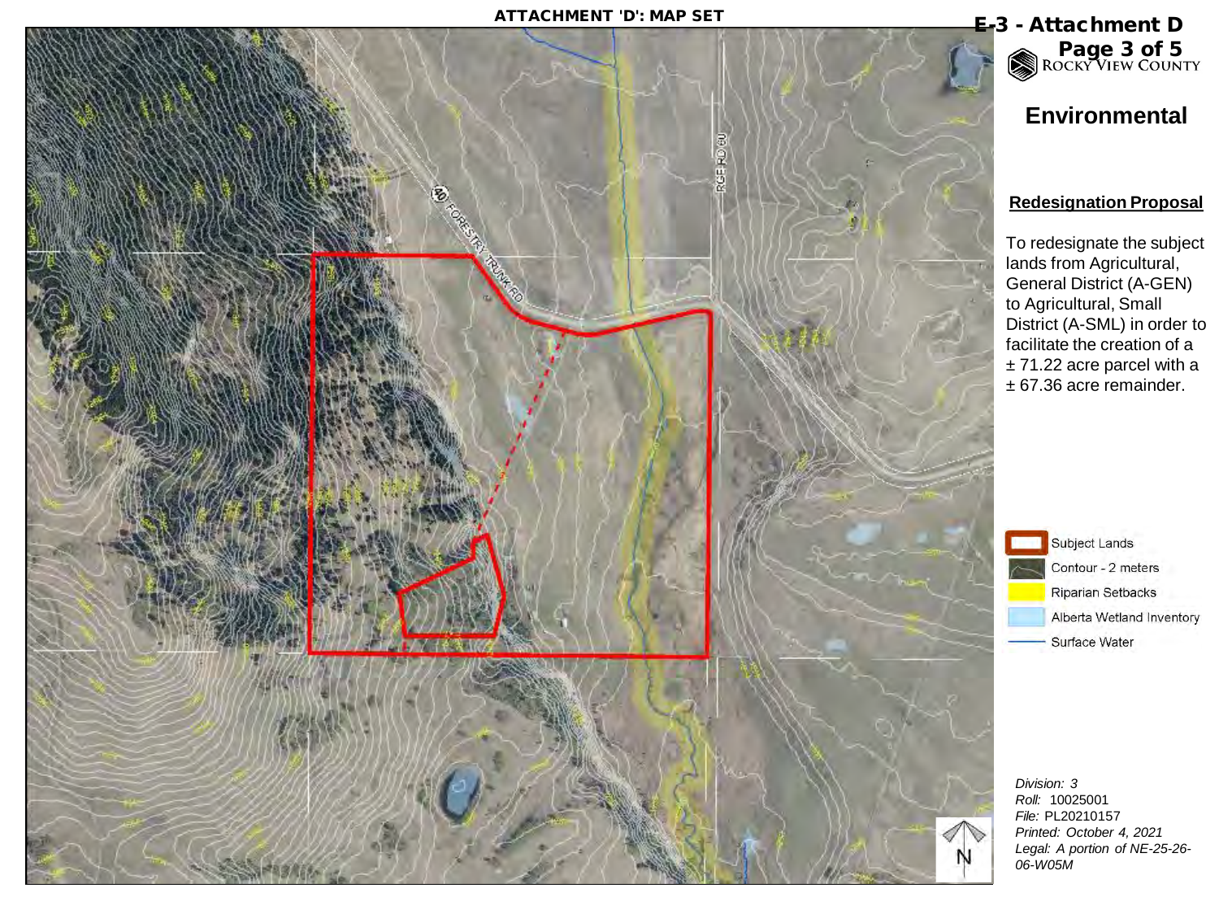**ATTACHMENT 'D': MAP SET**

**E-3 - Attachment D**
**Page 3 of 5**

ROCKY VIEW COUNTY

# Environmental

## Redesignation Proposal

To redesignate the subject lands from Agricultural, General District (A-GEN) to Agricultural, Small District (A-SML) in order to facilitate the creation of a ± 71.22 acre parcel with a ± 67.36 acre remainder.

- Subject Lands
- Contour - 2 meters
- Riparian Setbacks
- Alberta Wetland Inventory
- Surface Water

40 FORESTRY TRUNK RD

RGE RD 60

N

*Division: 3*
*Roll:* 10025001
*File:* PL20210157
*Printed: October 4, 2021*
*Legal: A portion of NE-25-26-06-W05M*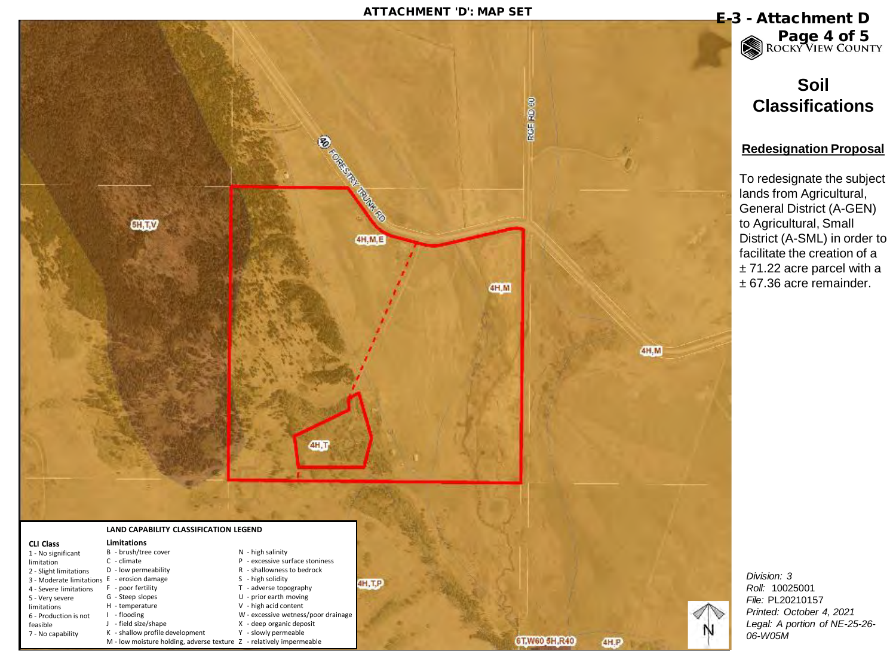# ATTACHMENT 'D': MAP SET

**E-3 - Attachment D**

ROCKY VIEW COUNTY

## Soil Classifications

### Redesignation Proposal

To redesignate the subject lands from Agricultural, General District (A-GEN) to Agricultural, Small District (A-SML) in order to facilitate the creation of a ± 71.22 acre parcel with a ± 67.36 acre remainder.

40 FORESTRY TRUNK RD

RGE RD 60

6H,T,V

4H,M,E

4H,M

4H,M

4H,T

4H,T,P

6T,W60 5H,R40

4H,P

N

**LAND CAPABILITY CLASSIFICATION LEGEND**

| CLI Class | Limitations | |
| --- | --- | --- |
| 1 - No significant limitation | B - brush/tree cover | N - high salinity |
| 2 - Slight limitations | C - climate | P - excessive surface stoniness |
| 3 - Moderate limitations | D - low permeability | R - shallowness to bedrock |
| 4 - Severe limitations | E - erosion damage | S - high solidity |
| 5 - Very severe limitations | F - poor fertility | T - adverse topography |
| 6 - Production is not feasible | G - Steep slopes | U - prior earth moving |
| 7 - No capability | H - temperature | V - high acid content |
| | I - flooding | W - excessive wetness/poor drainage |
| | J - field size/shape | X - deep organic deposit |
| | K - shallow profile development | Y - slowly permeable |
| | M - low moisture holding, adverse texture | Z - relatively impermeable |

*Division:* 3
*Roll:* 10025001
*File:* PL20210157
*Printed: October 4, 2021*
*Legal: A portion of NE-25-26-06-W05M*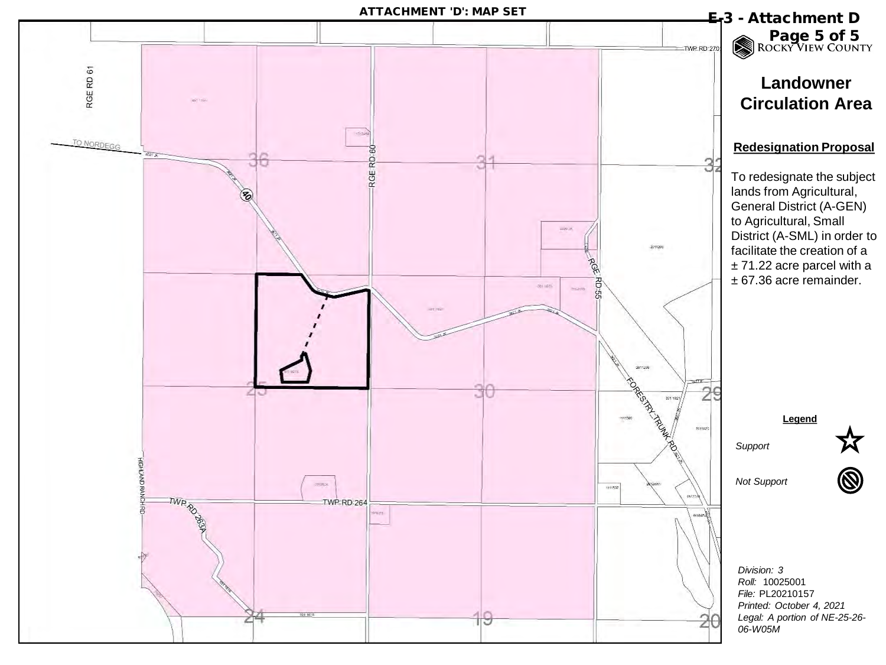ATTACHMENT 'D': MAP SET

E-3 - Attachment D

ROCKY VIEW COUNTY

# Landowner Circulation Area

## Redesignation Proposal

To redesignate the subject lands from Agricultural, General District (A-GEN) to Agricultural, Small District (A-SML) in order to facilitate the creation of a ± 71.22 acre parcel with a ± 67.36 acre remainder.

**Legend**

*Support*

*Not Support*

*Division: 3*
*Roll:* 10025001
*File:* PL20210157
*Printed: October 4, 2021*
*Legal: A portion of NE-25-26-06-W05M*

TWP RD 270
RGE RD 61
TO NORDEGG
40
36
31
32
RGE RD 60
RGE RD 55
25
30
29
FORESTRY TRUNK RD
HIGHLAND RANCH RD
TWP RD 263A
TWP RD 264
24
19
20